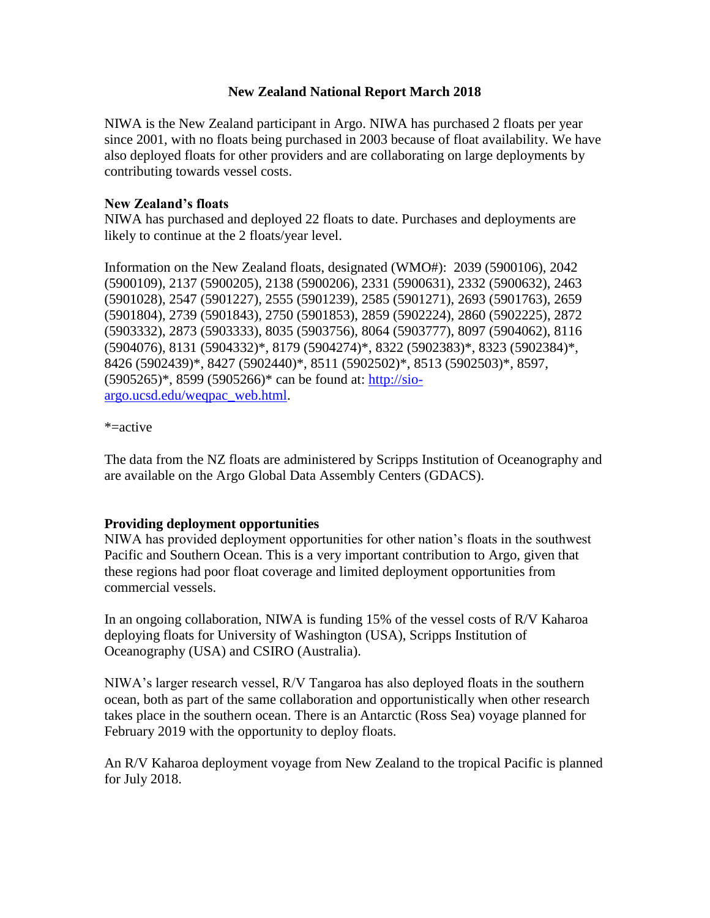# New Zealand National Report March 2018

NIWA is the New Zealand participant in Argo. NIWA has purchased 2 floats per year since 2001, with no floats being purchased in 2003 because of float availability. We have also deployed floats for other providers and are collaborating on large deployments by contributing towards vessel costs.

## New Zealand's floats

NIWA has purchased and deployed 22 floats to date. Purchases and deployments are likely to continue at the 2 floats/year level.

Information on the New Zealand floats, designated (WMO#): 2039 (5900106), 2042 (5900109), 2137 (5900205), 2138 (5900206), 2331 (5900631), 2332 (5900632), 2463 (5901028), 2547 (5901227), 2555 (5901239), 2585 (5901271), 2693 (5901763), 2659 (5901804), 2739 (5901843), 2750 (5901853), 2859 (5902224), 2860 (5902225), 2872 (5903332), 2873 (5903333), 8035 (5903756), 8064 (5903777), 8097 (5904062), 8116 (5904076), 8131 (5904332)*, 8179 (5904274)*, 8322 (5902383)*, 8323 (5902384)*, 8426 (5902439)*, 8427 (5902440)*, 8511 (5902502)*, 8513 (5902503)*, 8597, (5905265)*, 8599 (5905266)* can be found at: [http://sio-argo.ucsd.edu/weqpac_web.html](http://sio-argo.ucsd.edu/weqpac_web.html).

*=active

The data from the NZ floats are administered by Scripps Institution of Oceanography and are available on the Argo Global Data Assembly Centers (GDACS).

## Providing deployment opportunities

NIWA has provided deployment opportunities for other nation's floats in the southwest Pacific and Southern Ocean. This is a very important contribution to Argo, given that these regions had poor float coverage and limited deployment opportunities from commercial vessels.

In an ongoing collaboration, NIWA is funding 15% of the vessel costs of R/V Kaharoa deploying floats for University of Washington (USA), Scripps Institution of Oceanography (USA) and CSIRO (Australia).

NIWA's larger research vessel, R/V Tangaroa has also deployed floats in the southern ocean, both as part of the same collaboration and opportunistically when other research takes place in the southern ocean. There is an Antarctic (Ross Sea) voyage planned for February 2019 with the opportunity to deploy floats.

An R/V Kaharoa deployment voyage from New Zealand to the tropical Pacific is planned for July 2018.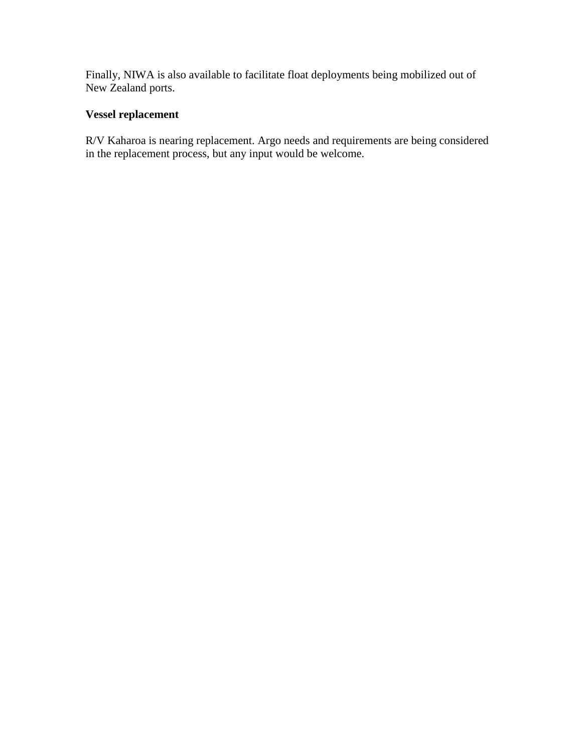Finally, NIWA is also available to facilitate float deployments being mobilized out of New Zealand ports.

**Vessel replacement**

R/V Kaharoa is nearing replacement. Argo needs and requirements are being considered in the replacement process, but any input would be welcome.